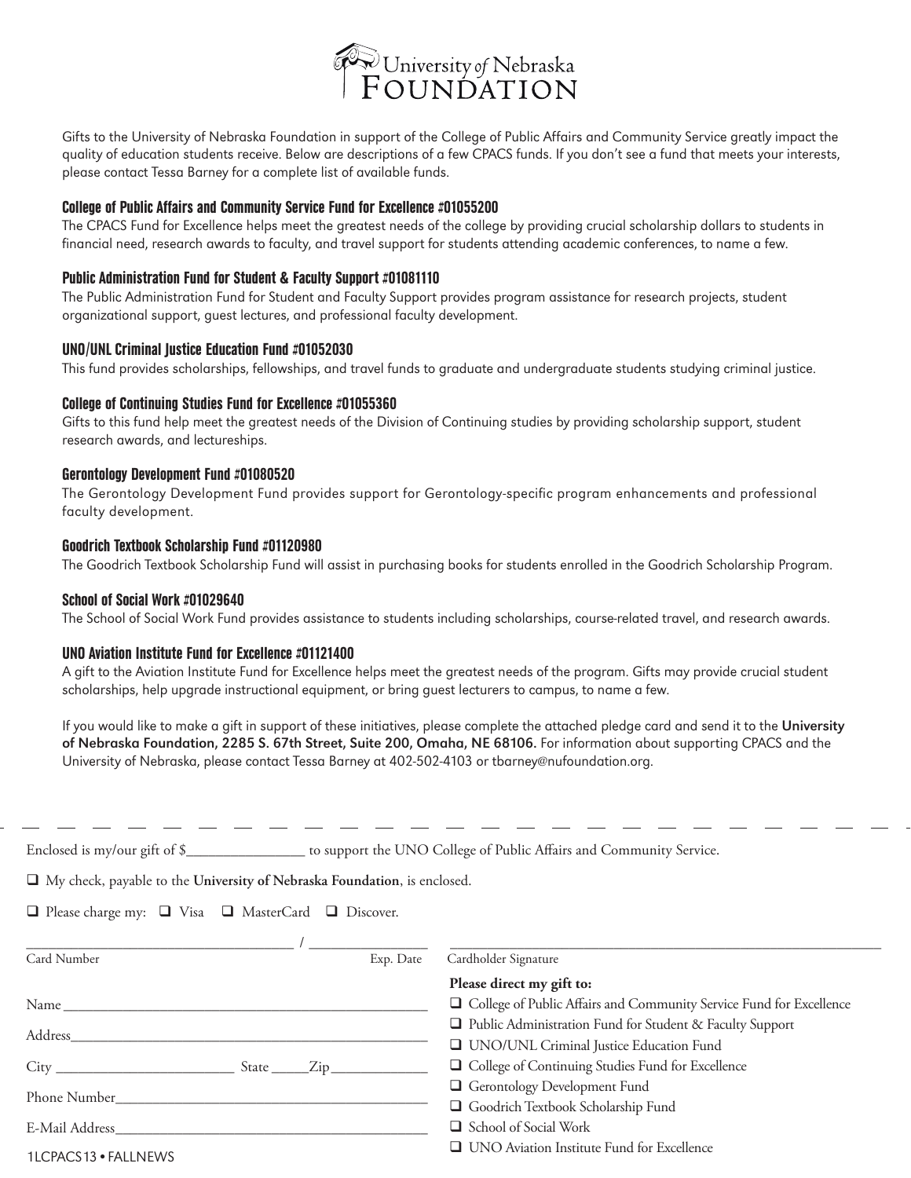# University *of* Nebraska FOUNDATION

Gifts to the University of Nebraska Foundation in support of the College of Public Affairs and Community Service greatly impact the quality of education students receive. Below are descriptions of a few CPACS funds. If you don't see a fund that meets your interests, please contact Tessa Barney for a complete list of available funds.

### College of Public Affairs and Community Service Fund for Excellence #01055200

The CPACS Fund for Excellence helps meet the greatest needs of the college by providing crucial scholarship dollars to students in financial need, research awards to faculty, and travel support for students attending academic conferences, to name a few.

### Public Administration Fund for Student & Faculty Support #01081110

The Public Administration Fund for Student and Faculty Support provides program assistance for research projects, student organizational support, guest lectures, and professional faculty development.

### UNO/UNL Criminal Justice Education Fund #01052030

This fund provides scholarships, fellowships, and travel funds to graduate and undergraduate students studying criminal justice.

### College of Continuing Studies Fund for Excellence #01055360

Gifts to this fund help meet the greatest needs of the Division of Continuing studies by providing scholarship support, student research awards, and lectureships.

### Gerontology Development Fund #01080520

The Gerontology Development Fund provides support for Gerontology-specific program enhancements and professional faculty development.

### Goodrich Textbook Scholarship Fund #01120980

The Goodrich Textbook Scholarship Fund will assist in purchasing books for students enrolled in the Goodrich Scholarship Program.

### School of Social Work #01029640

The School of Social Work Fund provides assistance to students including scholarships, course-related travel, and research awards.

### UNO Aviation Institute Fund for Excellence #01121400

A gift to the Aviation Institute Fund for Excellence helps meet the greatest needs of the program. Gifts may provide crucial student scholarships, help upgrade instructional equipment, or bring guest lecturers to campus, to name a few.

If you would like to make a gift in support of these initiatives, please complete the attached pledge card and send it to the **University of Nebraska Foundation, 2285 S. 67th Street, Suite 200, Omaha, NE 68106.** For information about supporting CPACS and the University of Nebraska, please contact Tessa Barney at 402-502-4103 or tbarney@nufoundation.org.

---

Enclosed is my/our gift of $_______________ to support the UNO College of Public Affairs and Community Service.

❑ My check, payable to the **University of Nebraska Foundation**, is enclosed.

❑ Please charge my: ❑ Visa ❑ MasterCard ❑ Discover.

_________________________________ / _______________
Card Number Exp. Date

_______________________________________________
Cardholder Signature

Name _______________________________________________

Address_______________________________________________

City ______________________ State _____Zip_____________

Phone Number_________________________________________

E-Mail Address_________________________________________

**Please direct my gift to:**

- ❑ College of Public Affairs and Community Service Fund for Excellence
- ❑ Public Administration Fund for Student & Faculty Support
- ❑ UNO/UNL Criminal Justice Education Fund
- ❑ College of Continuing Studies Fund for Excellence
- ❑ Gerontology Development Fund
- ❑ Goodrich Textbook Scholarship Fund
- ❑ School of Social Work
- ❑ UNO Aviation Institute Fund for Excellence

1LCPACS13 • FALLNEWS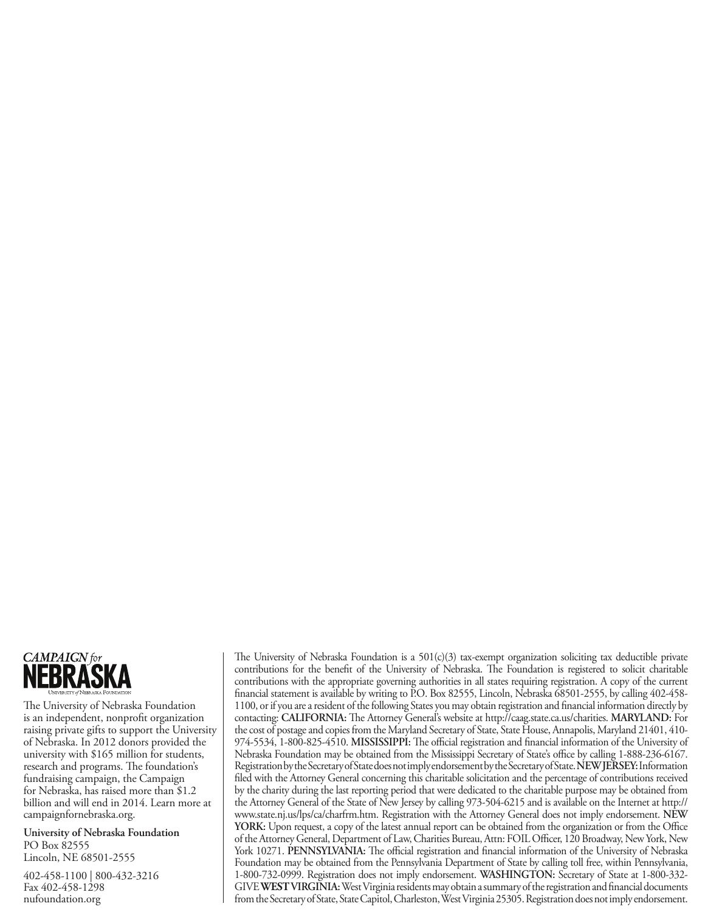*CAMPAIGN for*
**NEBRASKA**
University of Nebraska Foundation

The University of Nebraska Foundation is an independent, nonprofit organization raising private gifts to support the University of Nebraska. In 2012 donors provided the university with $165 million for students, research and programs. The foundation's fundraising campaign, the Campaign for Nebraska, has raised more than $1.2 billion and will end in 2014. Learn more at campaignfornebraska.org.

**University of Nebraska Foundation**
PO Box 82555
Lincoln, NE 68501-2555

402-458-1100 | 800-432-3216
Fax 402-458-1298
nufoundation.org

The University of Nebraska Foundation is a 501(c)(3) tax-exempt organization soliciting tax deductible private contributions for the benefit of the University of Nebraska. The Foundation is registered to solicit charitable contributions with the appropriate governing authorities in all states requiring registration. A copy of the current financial statement is available by writing to P.O. Box 82555, Lincoln, Nebraska 68501-2555, by calling 402-458-1100, or if you are a resident of the following States you may obtain registration and financial information directly by contacting: **CALIFORNIA:** The Attorney General's website at http://caag.state.ca.us/charities. **MARYLAND:** For the cost of postage and copies from the Maryland Secretary of State, State House, Annapolis, Maryland 21401, 410-974-5534, 1-800-825-4510. **MISSISSIPPI:** The official registration and financial information of the University of Nebraska Foundation may be obtained from the Mississippi Secretary of State's office by calling 1-888-236-6167. Registration by the Secretary of State does not imply endorsement by the Secretary of State. **NEW JERSEY:** Information filed with the Attorney General concerning this charitable solicitation and the percentage of contributions received by the charity during the last reporting period that were dedicated to the charitable purpose may be obtained from the Attorney General of the State of New Jersey by calling 973-504-6215 and is available on the Internet at http://www.state.nj.us/lps/ca/charfrm.htm. Registration with the Attorney General does not imply endorsement. **NEW YORK:** Upon request, a copy of the latest annual report can be obtained from the organization or from the Office of the Attorney General, Department of Law, Charities Bureau, Attn: FOIL Officer, 120 Broadway, New York, New York 10271. **PENNSYLVANIA:** The official registration and financial information of the University of Nebraska Foundation may be obtained from the Pennsylvania Department of State by calling toll free, within Pennsylvania, 1-800-732-0999. Registration does not imply endorsement. **WASHINGTON:** Secretary of State at 1-800-332-GIVE **WEST VIRGINIA:** West Virginia residents may obtain a summary of the registration and financial documents from the Secretary of State, State Capitol, Charleston, West Virginia 25305. Registration does not imply endorsement.